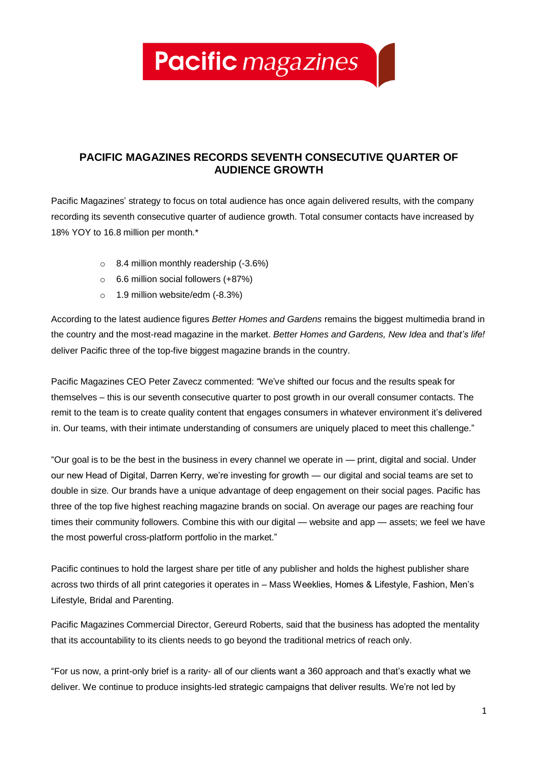Pacific magazines

## PACIFIC MAGAZINES RECORDS SEVENTH CONSECUTIVE QUARTER OF AUDIENCE GROWTH

Pacific Magazines' strategy to focus on total audience has once again delivered results, with the company recording its seventh consecutive quarter of audience growth. Total consumer contacts have increased by 18% YOY to 16.8 million per month.*

- 8.4 million monthly readership (-3.6%)
- 6.6 million social followers (+87%)
- 1.9 million website/edm (-8.3%)

According to the latest audience figures *Better Homes and Gardens* remains the biggest multimedia brand in the country and the most-read magazine in the market. *Better Homes and Gardens, New Idea* and *that's life!* deliver Pacific three of the top-five biggest magazine brands in the country.

Pacific Magazines CEO Peter Zavecz commented: "We've shifted our focus and the results speak for themselves – this is our seventh consecutive quarter to post growth in our overall consumer contacts. The remit to the team is to create quality content that engages consumers in whatever environment it's delivered in. Our teams, with their intimate understanding of consumers are uniquely placed to meet this challenge."

"Our goal is to be the best in the business in every channel we operate in — print, digital and social. Under our new Head of Digital, Darren Kerry, we're investing for growth — our digital and social teams are set to double in size. Our brands have a unique advantage of deep engagement on their social pages. Pacific has three of the top five highest reaching magazine brands on social. On average our pages are reaching four times their community followers. Combine this with our digital — website and app — assets; we feel we have the most powerful cross-platform portfolio in the market."

Pacific continues to hold the largest share per title of any publisher and holds the highest publisher share across two thirds of all print categories it operates in – Mass Weeklies, Homes & Lifestyle, Fashion, Men's Lifestyle, Bridal and Parenting.

Pacific Magazines Commercial Director, Gereurd Roberts, said that the business has adopted the mentality that its accountability to its clients needs to go beyond the traditional metrics of reach only.

"For us now, a print-only brief is a rarity- all of our clients want a 360 approach and that's exactly what we deliver. We continue to produce insights-led strategic campaigns that deliver results. We're not led by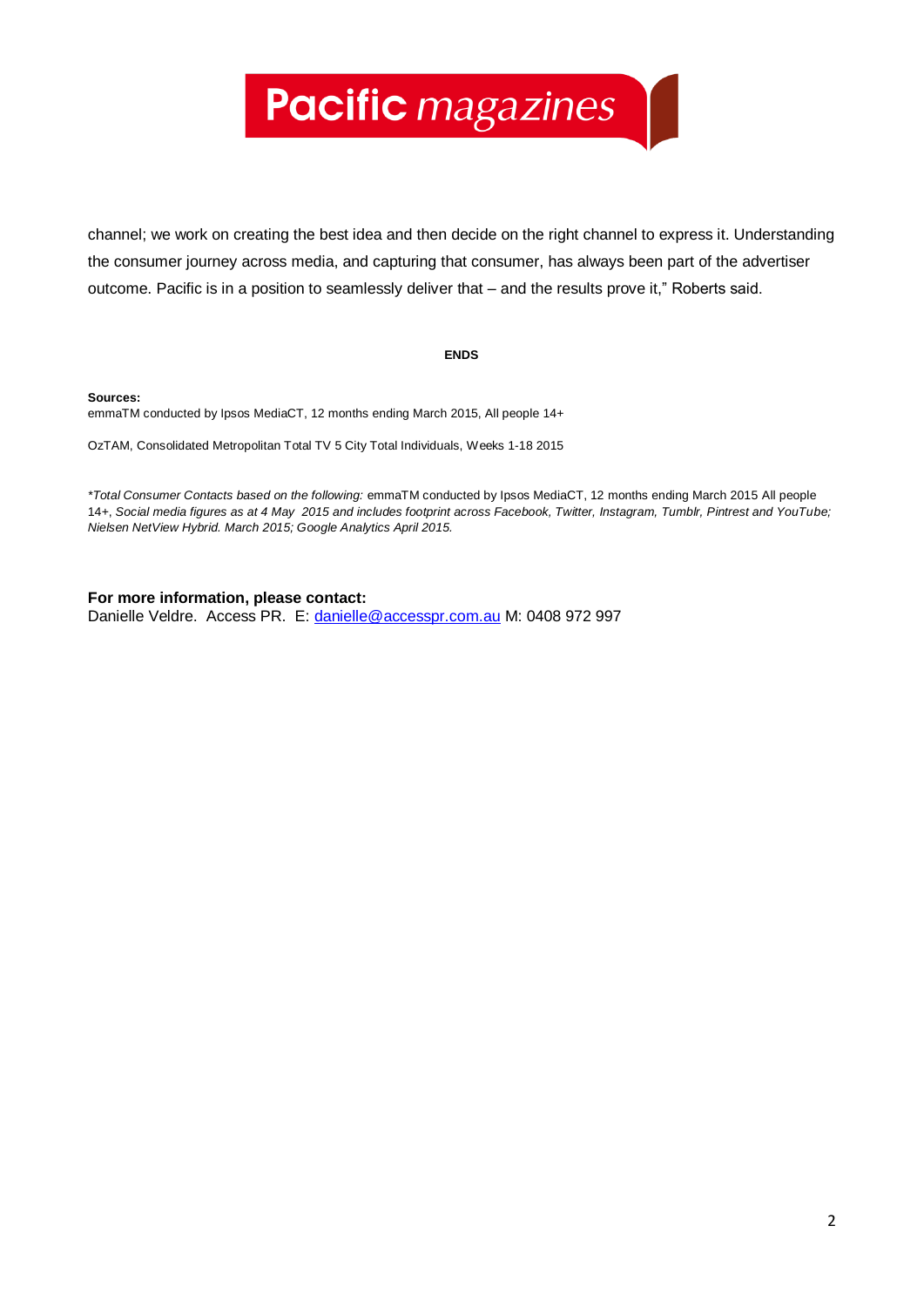channel; we work on creating the best idea and then decide on the right channel to express it. Understanding the consumer journey across media, and capturing that consumer, has always been part of the advertiser outcome. Pacific is in a position to seamlessly deliver that – and the results prove it," Roberts said.

**ENDS**

**Sources:**
emmaTM conducted by Ipsos MediaCT, 12 months ending March 2015, All people 14+

OzTAM, Consolidated Metropolitan Total TV 5 City Total Individuals, Weeks 1-18 2015

*\*Total Consumer Contacts based on the following:* emmaTM conducted by Ipsos MediaCT, 12 months ending March 2015 All people 14+, *Social media figures as at 4 May 2015 and includes footprint across Facebook, Twitter, Instagram, Tumblr, Pintrest and YouTube; Nielsen NetView Hybrid. March 2015; Google Analytics April 2015.*

**For more information, please contact:**
Danielle Veldre. Access PR. E: danielle@accesspr.com.au M: 0408 972 997